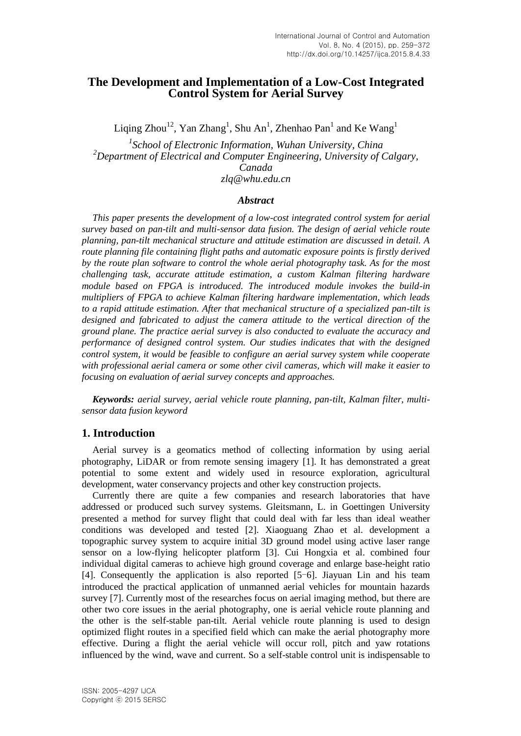# The Development and Implementation of a Low-Cost Integrated Control System for Aerial Survey

Liqing Zhou[12], Yan Zhang[1], Shu An[1], Zhenhao Pan[1] and Ke Wang[1]

*[1]School of Electronic Information, Wuhan University, China*
*[2]Department of Electrical and Computer Engineering, University of Calgary, Canada*
*zlq@whu.edu.cn*

### *Abstract*

*This paper presents the development of a low-cost integrated control system for aerial survey based on pan-tilt and multi-sensor data fusion. The design of aerial vehicle route planning, pan-tilt mechanical structure and attitude estimation are discussed in detail. A route planning file containing flight paths and automatic exposure points is firstly derived by the route plan software to control the whole aerial photography task. As for the most challenging task, accurate attitude estimation, a custom Kalman filtering hardware module based on FPGA is introduced. The introduced module invokes the build-in multipliers of FPGA to achieve Kalman filtering hardware implementation, which leads to a rapid attitude estimation. After that mechanical structure of a specialized pan-tilt is designed and fabricated to adjust the camera attitude to the vertical direction of the ground plane. The practice aerial survey is also conducted to evaluate the accuracy and performance of designed control system. Our studies indicates that with the designed control system, it would be feasible to configure an aerial survey system while cooperate with professional aerial camera or some other civil cameras, which will make it easier to focusing on evaluation of aerial survey concepts and approaches.*

***Keywords:*** *aerial survey, aerial vehicle route planning, pan-tilt, Kalman filter, multi-sensor data fusion keyword*

## 1. Introduction

Aerial survey is a geomatics method of collecting information by using aerial photography, LiDAR or from remote sensing imagery [1]. It has demonstrated a great potential to some extent and widely used in resource exploration, agricultural development, water conservancy projects and other key construction projects.

Currently there are quite a few companies and research laboratories that have addressed or produced such survey systems. Gleitsmann, L. in Goettingen University presented a method for survey flight that could deal with far less than ideal weather conditions was developed and tested [2]. Xiaoguang Zhao et al. development a topographic survey system to acquire initial 3D ground model using active laser range sensor on a low-flying helicopter platform [3]. Cui Hongxia et al. combined four individual digital cameras to achieve high ground coverage and enlarge base-height ratio [4]. Consequently the application is also reported [5–6]. Jiayuan Lin and his team introduced the practical application of unmanned aerial vehicles for mountain hazards survey [7]. Currently most of the researches focus on aerial imaging method, but there are other two core issues in the aerial photography, one is aerial vehicle route planning and the other is the self-stable pan-tilt. Aerial vehicle route planning is used to design optimized flight routes in a specified field which can make the aerial photography more effective. During a flight the aerial vehicle will occur roll, pitch and yaw rotations influenced by the wind, wave and current. So a self-stable control unit is indispensable to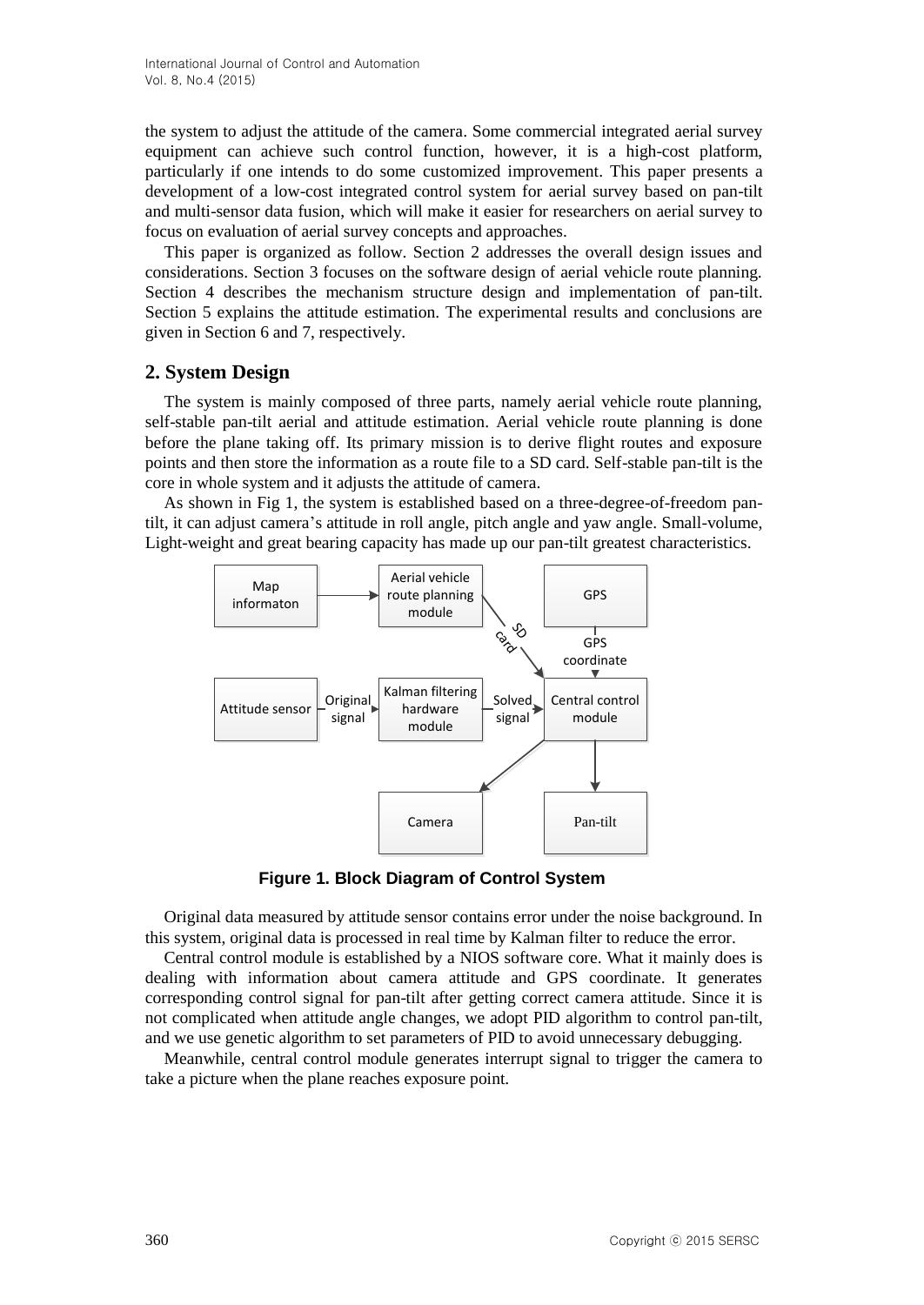the system to adjust the attitude of the camera. Some commercial integrated aerial survey equipment can achieve such control function, however, it is a high-cost platform, particularly if one intends to do some customized improvement. This paper presents a development of a low-cost integrated control system for aerial survey based on pan-tilt and multi-sensor data fusion, which will make it easier for researchers on aerial survey to focus on evaluation of aerial survey concepts and approaches.

This paper is organized as follow. Section 2 addresses the overall design issues and considerations. Section 3 focuses on the software design of aerial vehicle route planning. Section 4 describes the mechanism structure design and implementation of pan-tilt. Section 5 explains the attitude estimation. The experimental results and conclusions are given in Section 6 and 7, respectively.

## 2. System Design

The system is mainly composed of three parts, namely aerial vehicle route planning, self-stable pan-tilt aerial and attitude estimation. Aerial vehicle route planning is done before the plane taking off. Its primary mission is to derive flight routes and exposure points and then store the information as a route file to a SD card. Self-stable pan-tilt is the core in whole system and it adjusts the attitude of camera.

As shown in Fig 1, the system is established based on a three-degree-of-freedom pan-tilt, it can adjust camera's attitude in roll angle, pitch angle and yaw angle. Small-volume, Light-weight and great bearing capacity has made up our pan-tilt greatest characteristics.

**Figure 1. Block Diagram of Control System**

Original data measured by attitude sensor contains error under the noise background. In this system, original data is processed in real time by Kalman filter to reduce the error.

Central control module is established by a NIOS software core. What it mainly does is dealing with information about camera attitude and GPS coordinate. It generates corresponding control signal for pan-tilt after getting correct camera attitude. Since it is not complicated when attitude angle changes, we adopt PID algorithm to control pan-tilt, and we use genetic algorithm to set parameters of PID to avoid unnecessary debugging.

Meanwhile, central control module generates interrupt signal to trigger the camera to take a picture when the plane reaches exposure point.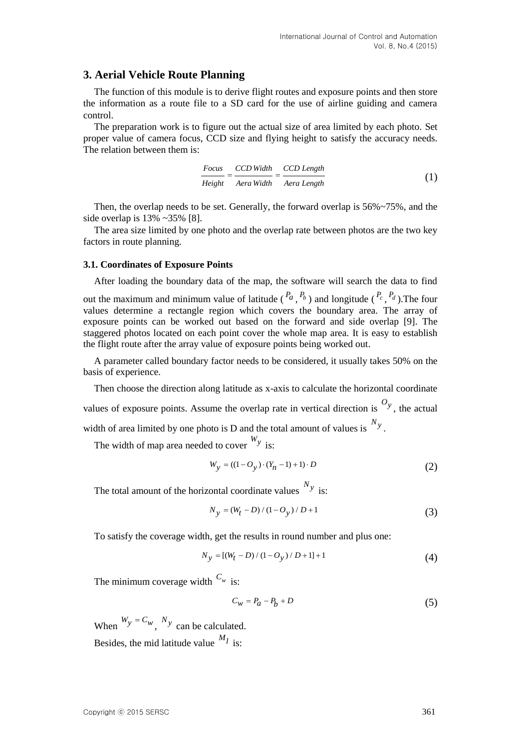## 3. Aerial Vehicle Route Planning

The function of this module is to derive flight routes and exposure points and then store the information as a route file to a SD card for the use of airline guiding and camera control.

The preparation work is to figure out the actual size of area limited by each photo. Set proper value of camera focus, CCD size and flying height to satisfy the accuracy needs. The relation between them is:

$$\frac{Focus}{Height} = \frac{CCD\,Width}{Aera\,Width} = \frac{CCD\,Length}{Aera\,Length} \tag{1}$$

Then, the overlap needs to be set. Generally, the forward overlap is 56%~75%, and the side overlap is 13% ~35% [8].

The area size limited by one photo and the overlap rate between photos are the two key factors in route planning.

### 3.1. Coordinates of Exposure Points

After loading the boundary data of the map, the software will search the data to find out the maximum and minimum value of latitude ( $P_a$ , $P_b$ ) and longitude ( $P_c$ , $P_d$ ).The four values determine a rectangle region which covers the boundary area. The array of exposure points can be worked out based on the forward and side overlap [9]. The staggered photos located on each point cover the whole map area. It is easy to establish the flight route after the array value of exposure points being worked out.

A parameter called boundary factor needs to be considered, it usually takes 50% on the basis of experience.

Then choose the direction along latitude as x-axis to calculate the horizontal coordinate values of exposure points. Assume the overlap rate in vertical direction is $O_y$, the actual width of area limited by one photo is D and the total amount of values is $N_y$.

The width of map area needed to cover $W_y$ is:

$$W_y = ((1 - O_y) \cdot (Y_n - 1) + 1) \cdot D \tag{2}$$

The total amount of the horizontal coordinate values $N_y$ is:

$$N_y = (W_t - D) / (1 - O_y) / D + 1 \tag{3}$$

To satisfy the coverage width, get the results in round number and plus one:

$$N_y = [(W_t - D) / (1 - O_y) / D + 1] + 1 \tag{4}$$

The minimum coverage width $C_w$ is:

$$C_w = P_a - P_b + D \tag{5}$$

When $W_y = C_w$, $N_y$ can be calculated.

Besides, the mid latitude value $M_l$ is: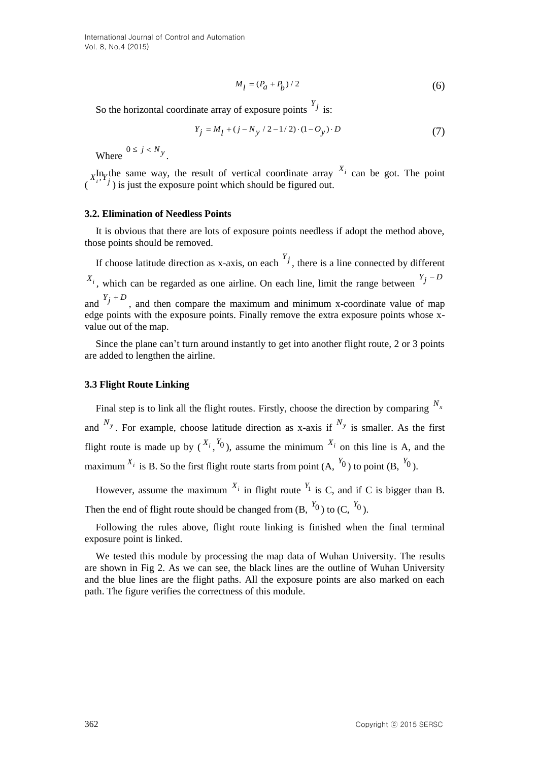$$M_l = (P_a + P_b) / 2 \tag{6}$$

So the horizontal coordinate array of exposure points $Y_j$ is:

$$Y_j = M_l + (j - N_y / 2 - 1/2) \cdot (1 - O_y) \cdot D \tag{7}$$

Where $0 \le j < N_y$.

In the same way, the result of vertical coordinate array $X_i$ can be got. The point ($X_i, Y_j$) is just the exposure point which should be figured out.

### 3.2. Elimination of Needless Points

It is obvious that there are lots of exposure points needless if adopt the method above, those points should be removed.

If choose latitude direction as x-axis, on each $Y_j$, there is a line connected by different $X_i$, which can be regarded as one airline. On each line, limit the range between $Y_j - D$ and $Y_j + D$, and then compare the maximum and minimum x-coordinate value of map edge points with the exposure points. Finally remove the extra exposure points whose x-value out of the map.

Since the plane can't turn around instantly to get into another flight route, 2 or 3 points are added to lengthen the airline.

### 3.3 Flight Route Linking

Final step is to link all the flight routes. Firstly, choose the direction by comparing $N_x$ and $N_y$. For example, choose latitude direction as x-axis if $N_y$ is smaller. As the first flight route is made up by ($X_i$, $Y_0$), assume the minimum $X_i$ on this line is A, and the maximum $X_i$ is B. So the first flight route starts from point (A, $Y_0$) to point (B, $Y_0$).

However, assume the maximum $X_i$ in flight route $Y_1$ is C, and if C is bigger than B. Then the end of flight route should be changed from (B, $Y_0$) to (C, $Y_0$).

Following the rules above, flight route linking is finished when the final terminal exposure point is linked.

We tested this module by processing the map data of Wuhan University. The results are shown in Fig 2. As we can see, the black lines are the outline of Wuhan University and the blue lines are the flight paths. All the exposure points are also marked on each path. The figure verifies the correctness of this module.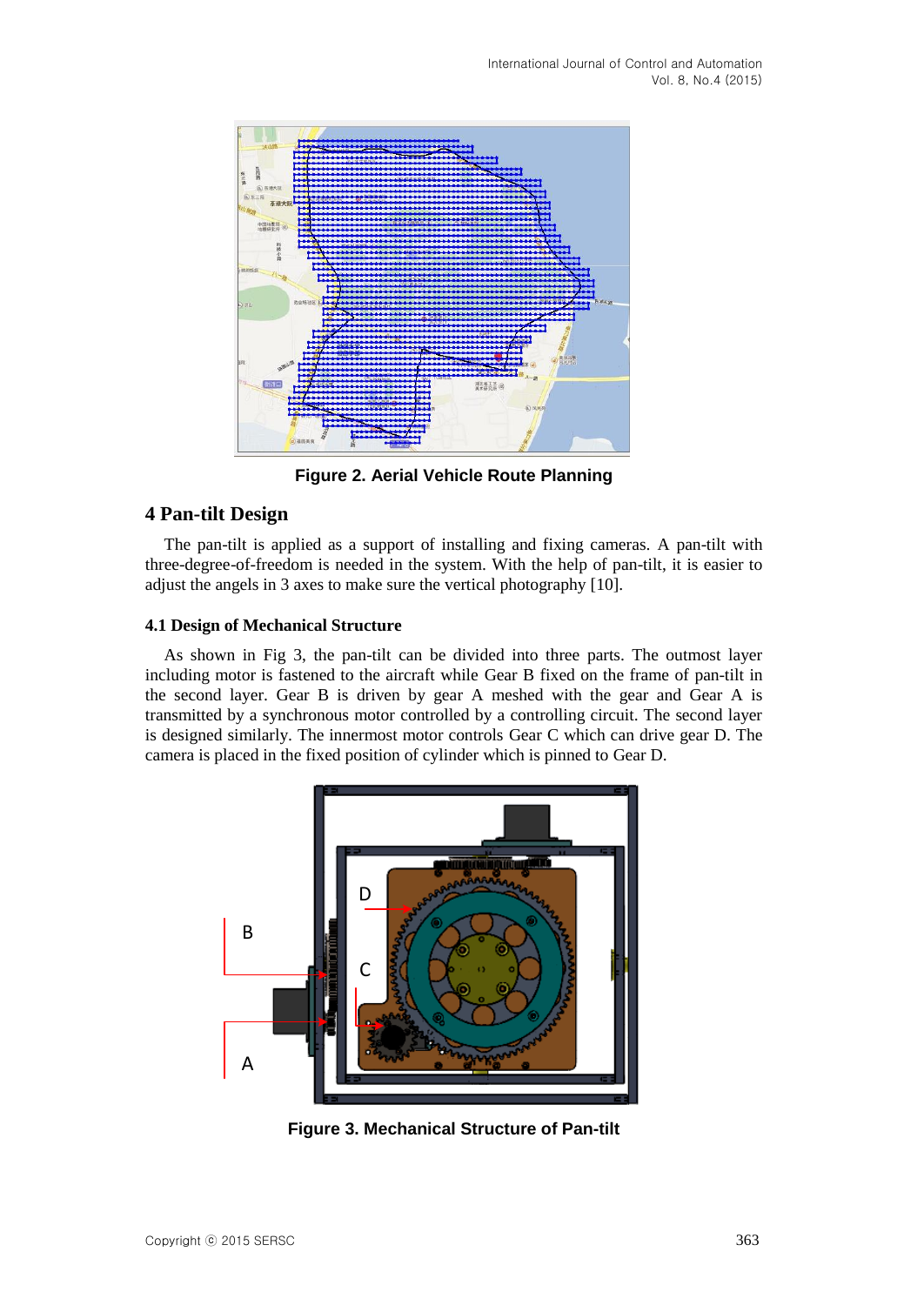Figure 2. Aerial Vehicle Route Planning

## 4 Pan-tilt Design

The pan-tilt is applied as a support of installing and fixing cameras. A pan-tilt with three-degree-of-freedom is needed in the system. With the help of pan-tilt, it is easier to adjust the angels in 3 axes to make sure the vertical photography [10].

### 4.1 Design of Mechanical Structure

As shown in Fig 3, the pan-tilt can be divided into three parts. The outmost layer including motor is fastened to the aircraft while Gear B fixed on the frame of pan-tilt in the second layer. Gear B is driven by gear A meshed with the gear and Gear A is transmitted by a synchronous motor controlled by a controlling circuit. The second layer is designed similarly. The innermost motor controls Gear C which can drive gear D. The camera is placed in the fixed position of cylinder which is pinned to Gear D.

Figure 3. Mechanical Structure of Pan-tilt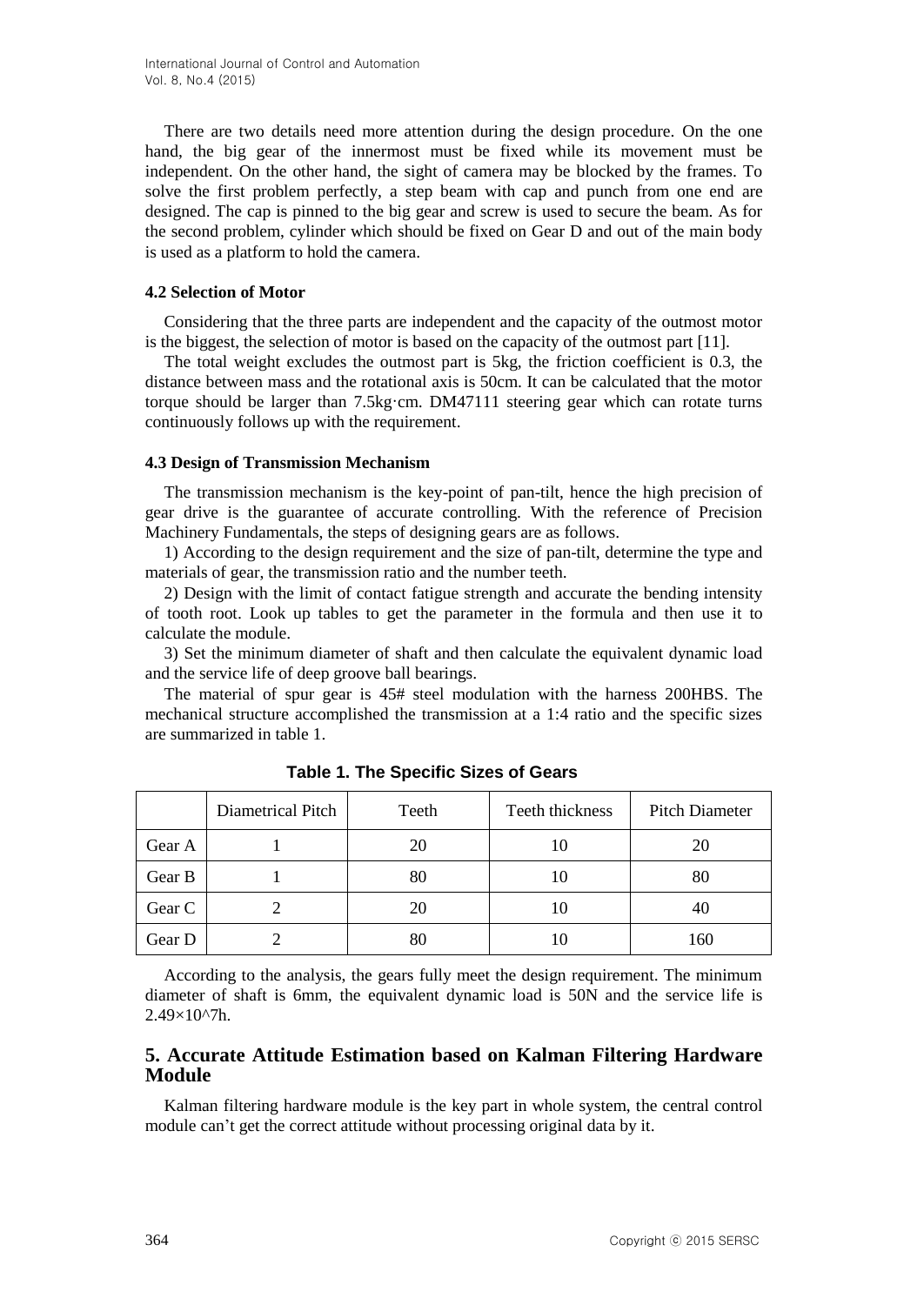There are two details need more attention during the design procedure. On the one hand, the big gear of the innermost must be fixed while its movement must be independent. On the other hand, the sight of camera may be blocked by the frames. To solve the first problem perfectly, a step beam with cap and punch from one end are designed. The cap is pinned to the big gear and screw is used to secure the beam. As for the second problem, cylinder which should be fixed on Gear D and out of the main body is used as a platform to hold the camera.

### 4.2 Selection of Motor

Considering that the three parts are independent and the capacity of the outmost motor is the biggest, the selection of motor is based on the capacity of the outmost part [11].

The total weight excludes the outmost part is 5kg, the friction coefficient is 0.3, the distance between mass and the rotational axis is 50cm. It can be calculated that the motor torque should be larger than 7.5kg·cm. DM47111 steering gear which can rotate turns continuously follows up with the requirement.

### 4.3 Design of Transmission Mechanism

The transmission mechanism is the key-point of pan-tilt, hence the high precision of gear drive is the guarantee of accurate controlling. With the reference of Precision Machinery Fundamentals, the steps of designing gears are as follows.

1) According to the design requirement and the size of pan-tilt, determine the type and materials of gear, the transmission ratio and the number teeth.

2) Design with the limit of contact fatigue strength and accurate the bending intensity of tooth root. Look up tables to get the parameter in the formula and then use it to calculate the module.

3) Set the minimum diameter of shaft and then calculate the equivalent dynamic load and the service life of deep groove ball bearings.

The material of spur gear is 45# steel modulation with the harness 200HBS. The mechanical structure accomplished the transmission at a 1:4 ratio and the specific sizes are summarized in table 1.

**Table 1. The Specific Sizes of Gears**

| | Diametrical Pitch | Teeth | Teeth thickness | Pitch Diameter |
|---|---|---|---|---|
| Gear A | 1 | 20 | 10 | 20 |
| Gear B | 1 | 80 | 10 | 80 |
| Gear C | 2 | 20 | 10 | 40 |
| Gear D | 2 | 80 | 10 | 160 |

According to the analysis, the gears fully meet the design requirement. The minimum diameter of shaft is 6mm, the equivalent dynamic load is 50N and the service life is $2.49\times10^{7}$h.

## 5. Accurate Attitude Estimation based on Kalman Filtering Hardware Module

Kalman filtering hardware module is the key part in whole system, the central control module can't get the correct attitude without processing original data by it.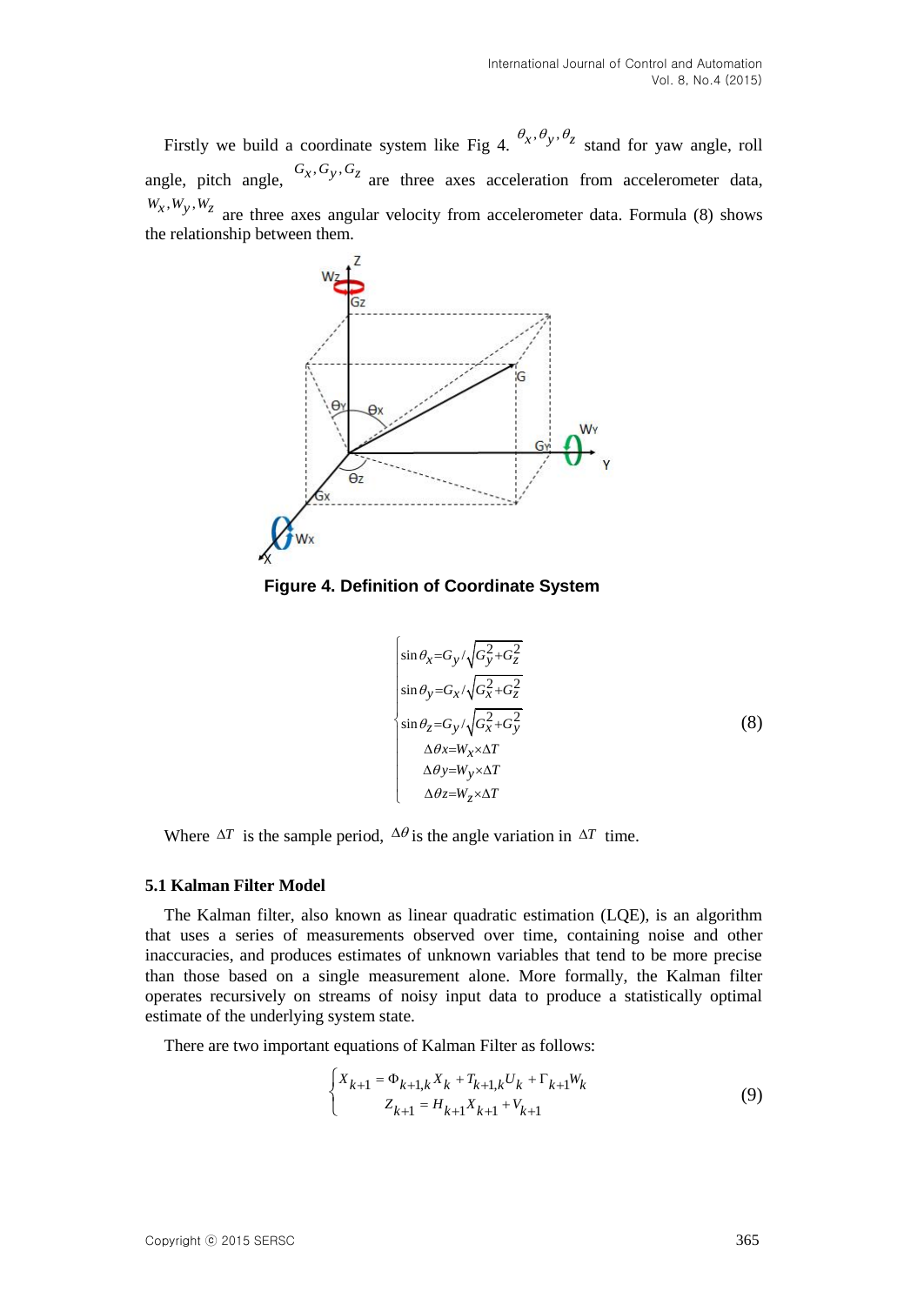Firstly we build a coordinate system like Fig 4. $\theta_x, \theta_y, \theta_z$ stand for yaw angle, roll angle, pitch angle, $G_x, G_y, G_z$ are three axes acceleration from accelerometer data, $W_x, W_y, W_z$ are three axes angular velocity from accelerometer data. Formula (8) shows the relationship between them.

**Figure 4. Definition of Coordinate System**

$$
\begin{cases}
\sin\theta_x = G_y / \sqrt{G_y^2 + G_z^2} \\
\sin\theta_y = G_x / \sqrt{G_x^2 + G_z^2} \\
\sin\theta_z = G_y / \sqrt{G_x^2 + G_y^2} \\
\Delta\theta x = W_x \times \Delta T \\
\Delta\theta y = W_y \times \Delta T \\
\Delta\theta z = W_z \times \Delta T
\end{cases}
\tag{8}
$$

Where $\Delta T$ is the sample period, $\Delta\theta$ is the angle variation in $\Delta T$ time.

### 5.1 Kalman Filter Model

The Kalman filter, also known as linear quadratic estimation (LQE), is an algorithm that uses a series of measurements observed over time, containing noise and other inaccuracies, and produces estimates of unknown variables that tend to be more precise than those based on a single measurement alone. More formally, the Kalman filter operates recursively on streams of noisy input data to produce a statistically optimal estimate of the underlying system state.

There are two important equations of Kalman Filter as follows:

$$
\begin{cases}
X_{k+1} = \Phi_{k+1,k} X_k + T_{k+1,k} U_k + \Gamma_{k+1} W_k \\
Z_{k+1} = H_{k+1} X_{k+1} + V_{k+1}
\end{cases}
\tag{9}
$$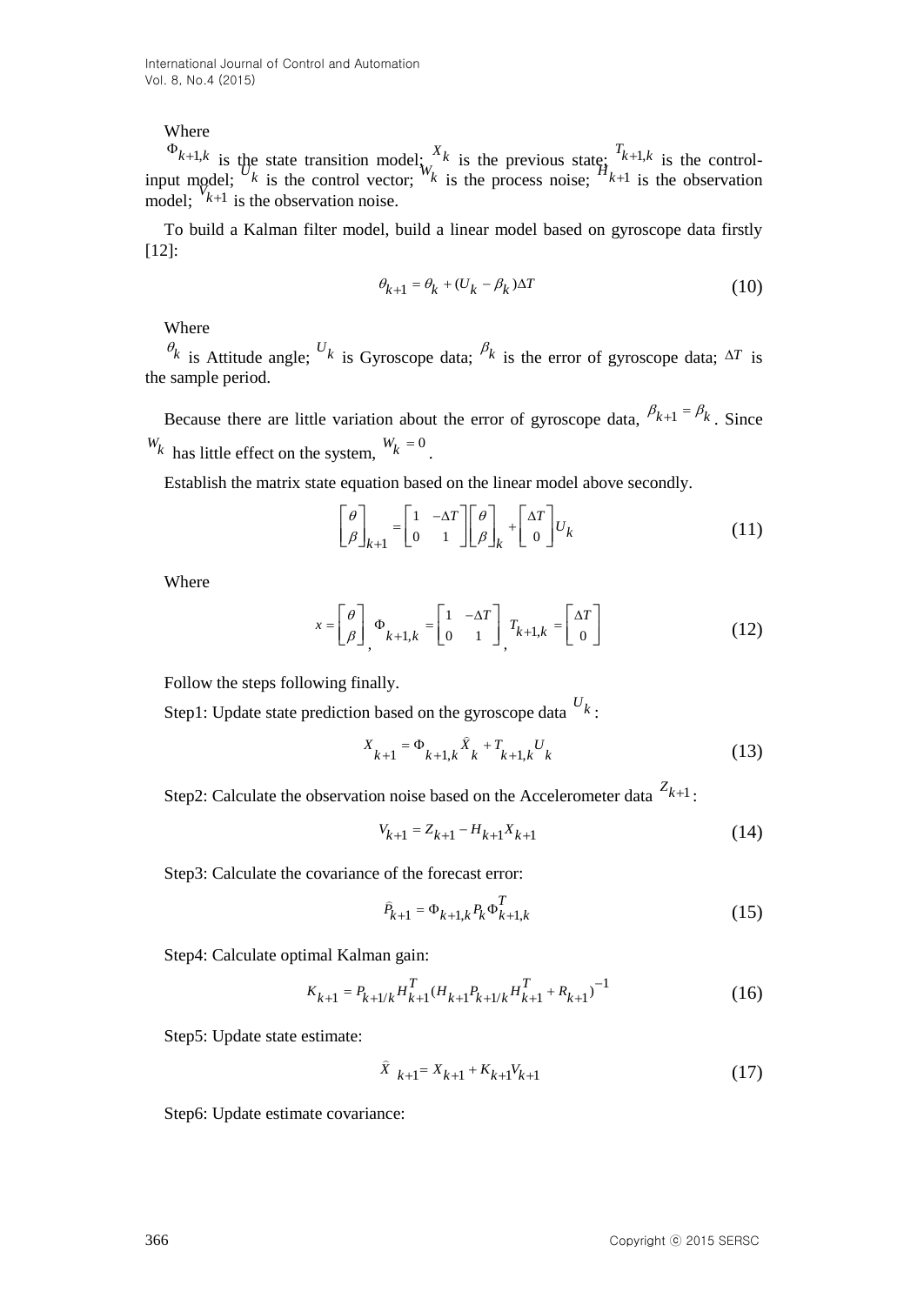Where

$\Phi_{k+1,k}$ is the state transition model; $X_k$ is the previous state; $T_{k+1,k}$ is the control-input model; $U_k$ is the control vector; $W_k$ is the process noise; $H_{k+1}$ is the observation model; $V_{k+1}$ is the observation noise.

To build a Kalman filter model, build a linear model based on gyroscope data firstly [12]:

$$\theta_{k+1} = \theta_k + (U_k - \beta_k)\Delta T \tag{10}$$

Where

$\theta_k$ is Attitude angle; $U_k$ is Gyroscope data; $\beta_k$ is the error of gyroscope data; $\Delta T$ is the sample period.

Because there are little variation about the error of gyroscope data, $\beta_{k+1} = \beta_k$. Since $W_k$ has little effect on the system, $W_k = 0$.

Establish the matrix state equation based on the linear model above secondly.

$$\begin{bmatrix} \theta \\ \beta \end{bmatrix}_{k+1} = \begin{bmatrix} 1 & -\Delta T \\ 0 & 1 \end{bmatrix} \begin{bmatrix} \theta \\ \beta \end{bmatrix}_k + \begin{bmatrix} \Delta T \\ 0 \end{bmatrix} U_k \tag{11}$$

Where

$$x = \begin{bmatrix} \theta \\ \beta \end{bmatrix}, \ \Phi_{k+1,k} = \begin{bmatrix} 1 & -\Delta T \\ 0 & 1 \end{bmatrix}, \ T_{k+1,k} = \begin{bmatrix} \Delta T \\ 0 \end{bmatrix} \tag{12}$$

Follow the steps following finally.

Step1: Update state prediction based on the gyroscope data $U_k$:

$$X_{k+1} = \Phi_{k+1,k} \hat{X}_k + T_{k+1,k} U_k \tag{13}$$

Step2: Calculate the observation noise based on the Accelerometer data $Z_{k+1}$:

$$V_{k+1} = Z_{k+1} - H_{k+1} X_{k+1} \tag{14}$$

Step3: Calculate the covariance of the forecast error:

$$\hat{P}_{k+1} = \Phi_{k+1,k} P_k \Phi_{k+1,k}^T \tag{15}$$

Step4: Calculate optimal Kalman gain:

$$K_{k+1} = P_{k+1/k} H_{k+1}^T (H_{k+1} P_{k+1/k} H_{k+1}^T + R_{k+1})^{-1} \tag{16}$$

Step5: Update state estimate:

$$\hat{X}_{k+1} = X_{k+1} + K_{k+1} V_{k+1} \tag{17}$$

Step6: Update estimate covariance: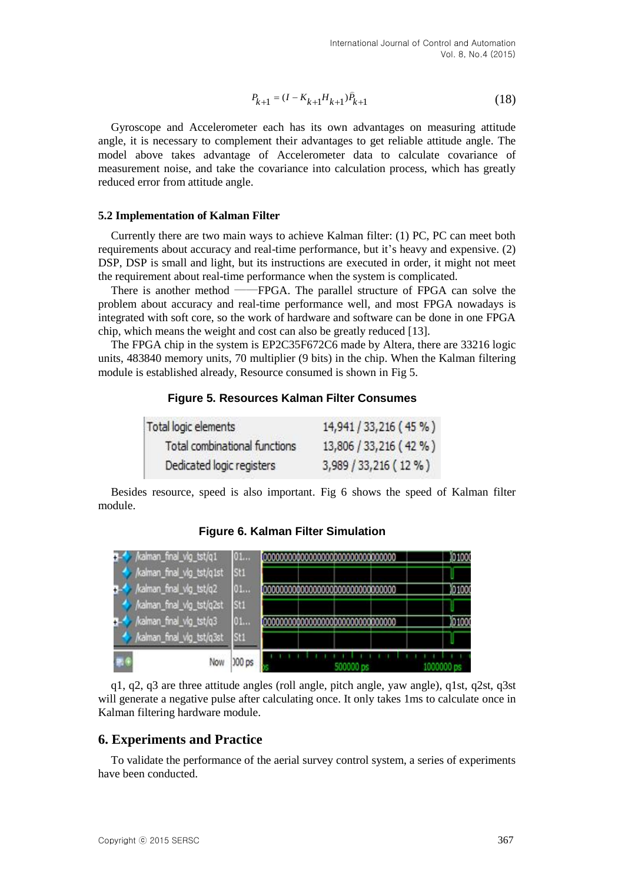$$P_{k+1} = (I - K_{k+1}H_{k+1})\bar{P}_{k+1} \tag{18}$$

Gyroscope and Accelerometer each has its own advantages on measuring attitude angle, it is necessary to complement their advantages to get reliable attitude angle. The model above takes advantage of Accelerometer data to calculate covariance of measurement noise, and take the covariance into calculation process, which has greatly reduced error from attitude angle.

### 5.2 Implementation of Kalman Filter

Currently there are two main ways to achieve Kalman filter: (1) PC, PC can meet both requirements about accuracy and real-time performance, but it's heavy and expensive. (2) DSP, DSP is small and light, but its instructions are executed in order, it might not meet the requirement about real-time performance when the system is complicated.

There is another method ——FPGA. The parallel structure of FPGA can solve the problem about accuracy and real-time performance well, and most FPGA nowadays is integrated with soft core, so the work of hardware and software can be done in one FPGA chip, which means the weight and cost can also be greatly reduced [13].

The FPGA chip in the system is EP2C35F672C6 made by Altera, there are 33216 logic units, 483840 memory units, 70 multiplier (9 bits) in the chip. When the Kalman filtering module is established already, Resource consumed is shown in Fig 5.

**Figure 5. Resources Kalman Filter Consumes**

| | |
|---|---|
| Total logic elements | 14,941 / 33,216 ( 45 % ) |
| Total combinational functions | 13,806 / 33,216 ( 42 % ) |
| Dedicated logic registers | 3,989 / 33,216 ( 12 % ) |

Besides resource, speed is also important. Fig 6 shows the speed of Kalman filter module.

**Figure 6. Kalman Filter Simulation**

q1, q2, q3 are three attitude angles (roll angle, pitch angle, yaw angle), q1st, q2st, q3st will generate a negative pulse after calculating once. It only takes 1ms to calculate once in Kalman filtering hardware module.

## 6. Experiments and Practice

To validate the performance of the aerial survey control system, a series of experiments have been conducted.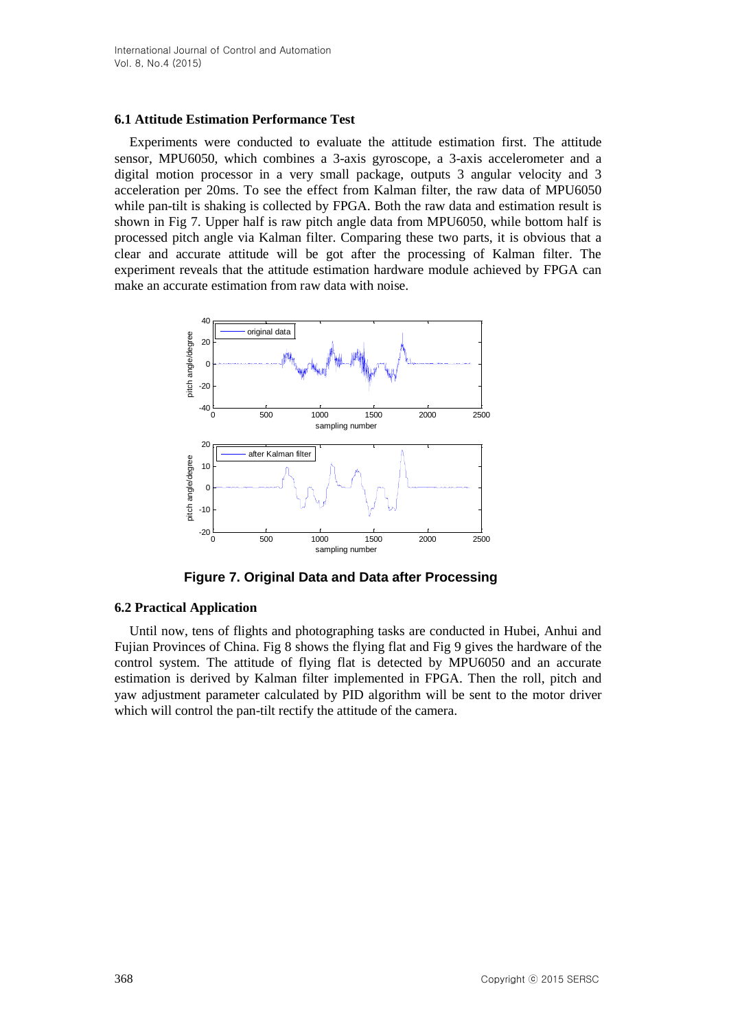### 6.1 Attitude Estimation Performance Test

Experiments were conducted to evaluate the attitude estimation first. The attitude sensor, MPU6050, which combines a 3-axis gyroscope, a 3-axis accelerometer and a digital motion processor in a very small package, outputs 3 angular velocity and 3 acceleration per 20ms. To see the effect from Kalman filter, the raw data of MPU6050 while pan-tilt is shaking is collected by FPGA. Both the raw data and estimation result is shown in Fig 7. Upper half is raw pitch angle data from MPU6050, while bottom half is processed pitch angle via Kalman filter. Comparing these two parts, it is obvious that a clear and accurate attitude will be got after the processing of Kalman filter. The experiment reveals that the attitude estimation hardware module achieved by FPGA can make an accurate estimation from raw data with noise.

**Figure 7. Original Data and Data after Processing**

### 6.2 Practical Application

Until now, tens of flights and photographing tasks are conducted in Hubei, Anhui and Fujian Provinces of China. Fig 8 shows the flying flat and Fig 9 gives the hardware of the control system. The attitude of flying flat is detected by MPU6050 and an accurate estimation is derived by Kalman filter implemented in FPGA. Then the roll, pitch and yaw adjustment parameter calculated by PID algorithm will be sent to the motor driver which will control the pan-tilt rectify the attitude of the camera.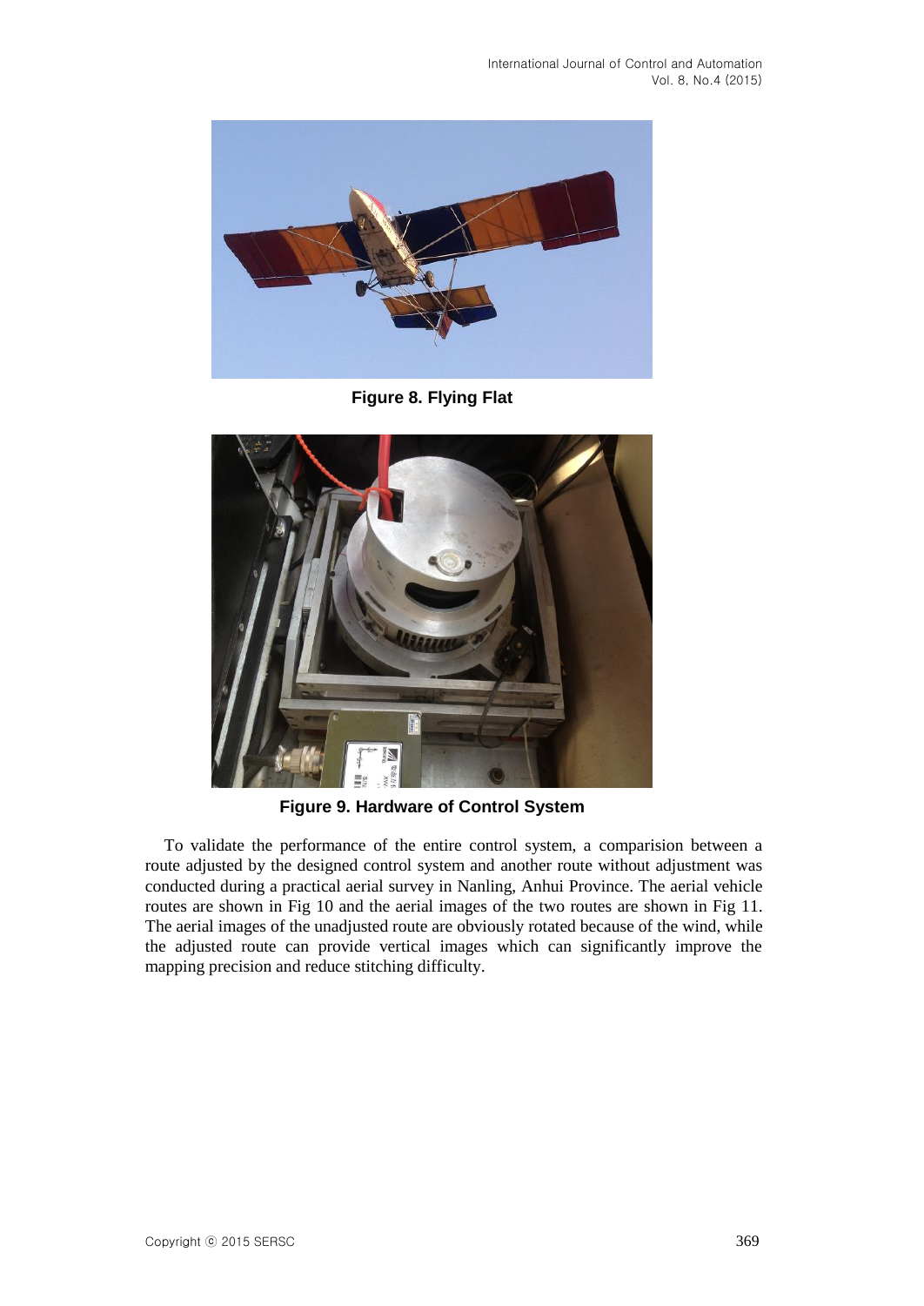**Figure 8. Flying Flat**

**Figure 9. Hardware of Control System**

To validate the performance of the entire control system, a comparision between a route adjusted by the designed control system and another route without adjustment was conducted during a practical aerial survey in Nanling, Anhui Province. The aerial vehicle routes are shown in Fig 10 and the aerial images of the two routes are shown in Fig 11. The aerial images of the unadjusted route are obviously rotated because of the wind, while the adjusted route can provide vertical images which can significantly improve the mapping precision and reduce stitching difficulty.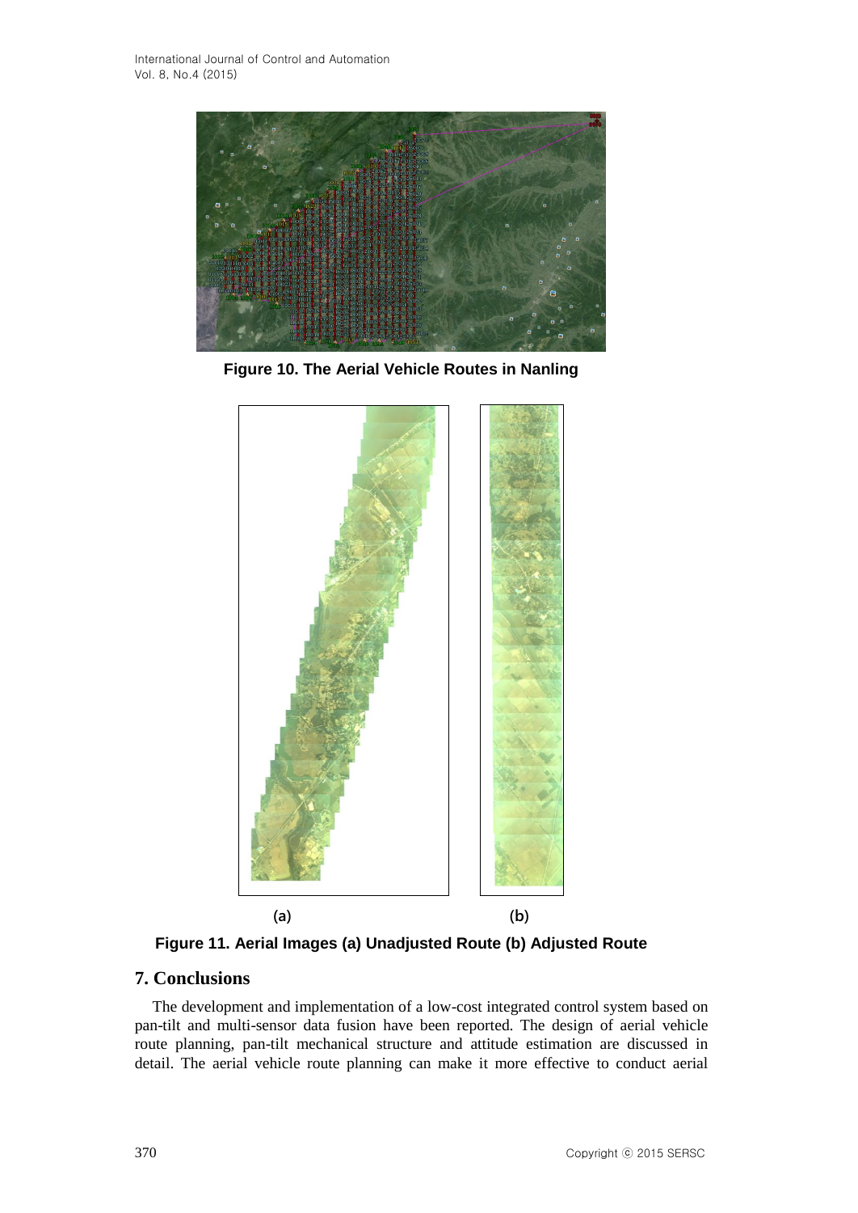**Figure 10. The Aerial Vehicle Routes in Nanling**

(a) (b)

**Figure 11. Aerial Images (a) Unadjusted Route (b) Adjusted Route**

## 7. Conclusions

The development and implementation of a low-cost integrated control system based on pan-tilt and multi-sensor data fusion have been reported. The design of aerial vehicle route planning, pan-tilt mechanical structure and attitude estimation are discussed in detail. The aerial vehicle route planning can make it more effective to conduct aerial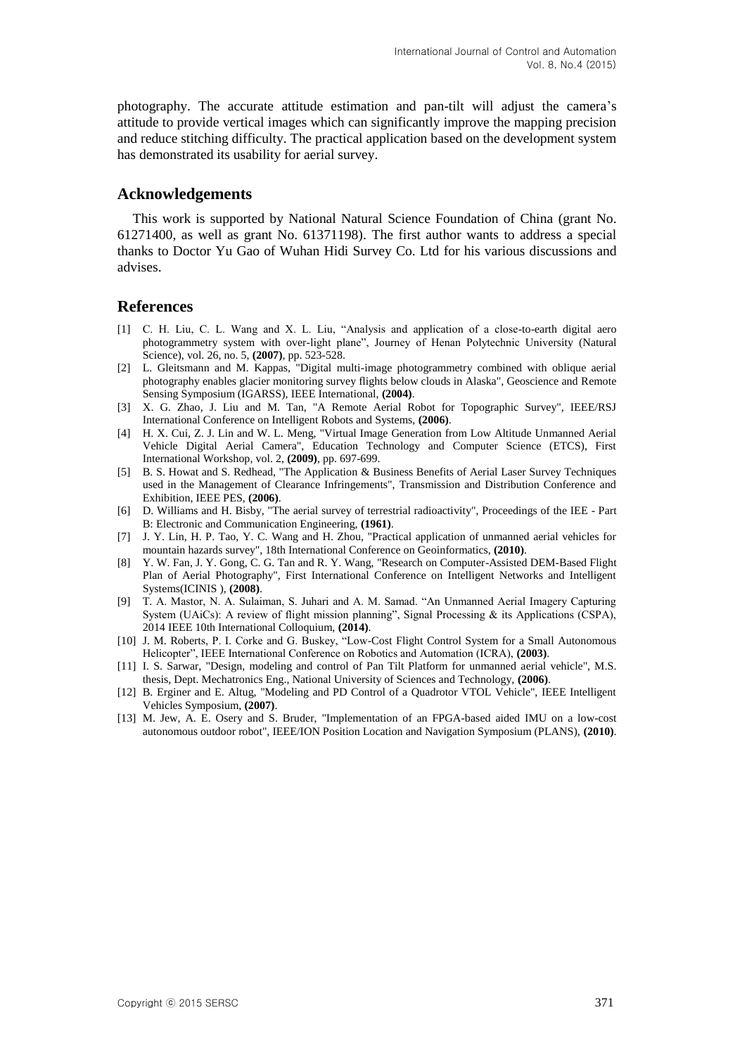photography. The accurate attitude estimation and pan-tilt will adjust the camera's attitude to provide vertical images which can significantly improve the mapping precision and reduce stitching difficulty. The practical application based on the development system has demonstrated its usability for aerial survey.

## Acknowledgements

This work is supported by National Natural Science Foundation of China (grant No. 61271400, as well as grant No. 61371198). The first author wants to address a special thanks to Doctor Yu Gao of Wuhan Hidi Survey Co. Ltd for his various discussions and advises.

## References

[1] C. H. Liu, C. L. Wang and X. L. Liu, "Analysis and application of a close-to-earth digital aero photogrammetry system with over-light plane", Journey of Henan Polytechnic University (Natural Science), vol. 26, no. 5, **(2007)**, pp. 523-528.

[2] L. Gleitsmann and M. Kappas, "Digital multi-image photogrammetry combined with oblique aerial photography enables glacier monitoring survey flights below clouds in Alaska", Geoscience and Remote Sensing Symposium (IGARSS), IEEE International, **(2004)**.

[3] X. G. Zhao, J. Liu and M. Tan, "A Remote Aerial Robot for Topographic Survey", IEEE/RSJ International Conference on Intelligent Robots and Systems, **(2006)**.

[4] H. X. Cui, Z. J. Lin and W. L. Meng, "Virtual Image Generation from Low Altitude Unmanned Aerial Vehicle Digital Aerial Camera", Education Technology and Computer Science (ETCS), First International Workshop, vol. 2, **(2009)**, pp. 697-699.

[5] B. S. Howat and S. Redhead, "The Application & Business Benefits of Aerial Laser Survey Techniques used in the Management of Clearance Infringements", Transmission and Distribution Conference and Exhibition, IEEE PES, **(2006)**.

[6] D. Williams and H. Bisby, "The aerial survey of terrestrial radioactivity", Proceedings of the IEE - Part B: Electronic and Communication Engineering, **(1961)**.

[7] J. Y. Lin, H. P. Tao, Y. C. Wang and H. Zhou, "Practical application of unmanned aerial vehicles for mountain hazards survey", 18th International Conference on Geoinformatics, **(2010)**.

[8] Y. W. Fan, J. Y. Gong, C. G. Tan and R. Y. Wang, "Research on Computer-Assisted DEM-Based Flight Plan of Aerial Photography", First International Conference on Intelligent Networks and Intelligent Systems(ICINIS ), **(2008)**.

[9] T. A. Mastor, N. A. Sulaiman, S. Juhari and A. M. Samad. "An Unmanned Aerial Imagery Capturing System (UAiCs): A review of flight mission planning", Signal Processing & its Applications (CSPA), 2014 IEEE 10th International Colloquium, **(2014)**.

[10] J. M. Roberts, P. I. Corke and G. Buskey, "Low-Cost Flight Control System for a Small Autonomous Helicopter", IEEE International Conference on Robotics and Automation (ICRA), **(2003)**.

[11] I. S. Sarwar, "Design, modeling and control of Pan Tilt Platform for unmanned aerial vehicle", M.S. thesis, Dept. Mechatronics Eng., National University of Sciences and Technology, **(2006)**.

[12] B. Erginer and E. Altug, "Modeling and PD Control of a Quadrotor VTOL Vehicle", IEEE Intelligent Vehicles Symposium, **(2007)**.

[13] M. Jew, A. E. Osery and S. Bruder, "Implementation of an FPGA-based aided IMU on a low-cost autonomous outdoor robot", IEEE/ION Position Location and Navigation Symposium (PLANS), **(2010)**.